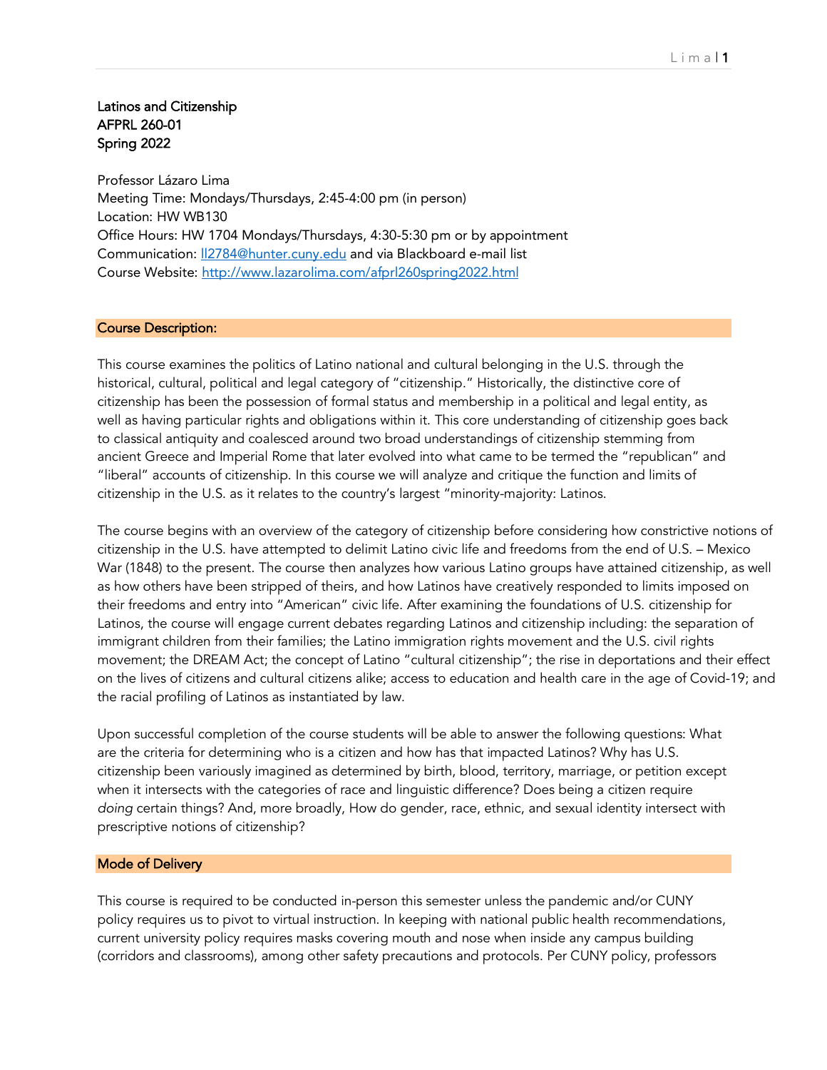**Latinos and Citizenship**
**AFPRL 260-01**
**Spring 2022**

Professor Lázaro Lima
Meeting Time: Mondays/Thursdays, 2:45-4:00 pm (in person)
Location: HW WB130
Office Hours: HW 1704 Mondays/Thursdays, 4:30-5:30 pm or by appointment
Communication: [ll2784@hunter.cuny.edu](mailto:ll2784@hunter.cuny.edu) and via Blackboard e-mail list
Course Website: [http://www.lazarolima.com/afprl260spring2022.html](http://www.lazarolima.com/afprl260spring2022.html)

## Course Description:

This course examines the politics of Latino national and cultural belonging in the U.S. through the historical, cultural, political and legal category of "citizenship." Historically, the distinctive core of citizenship has been the possession of formal status and membership in a political and legal entity, as well as having particular rights and obligations within it. This core understanding of citizenship goes back to classical antiquity and coalesced around two broad understandings of citizenship stemming from ancient Greece and Imperial Rome that later evolved into what came to be termed the "republican" and "liberal" accounts of citizenship. In this course we will analyze and critique the function and limits of citizenship in the U.S. as it relates to the country's largest "minority-majority: Latinos.

The course begins with an overview of the category of citizenship before considering how constrictive notions of citizenship in the U.S. have attempted to delimit Latino civic life and freedoms from the end of U.S. – Mexico War (1848) to the present. The course then analyzes how various Latino groups have attained citizenship, as well as how others have been stripped of theirs, and how Latinos have creatively responded to limits imposed on their freedoms and entry into "American" civic life. After examining the foundations of U.S. citizenship for Latinos, the course will engage current debates regarding Latinos and citizenship including: the separation of immigrant children from their families; the Latino immigration rights movement and the U.S. civil rights movement; the DREAM Act; the concept of Latino "cultural citizenship"; the rise in deportations and their effect on the lives of citizens and cultural citizens alike; access to education and health care in the age of Covid-19; and the racial profiling of Latinos as instantiated by law.

Upon successful completion of the course students will be able to answer the following questions: What are the criteria for determining who is a citizen and how has that impacted Latinos? Why has U.S. citizenship been variously imagined as determined by birth, blood, territory, marriage, or petition except when it intersects with the categories of race and linguistic difference? Does being a citizen require *doing* certain things? And, more broadly, How do gender, race, ethnic, and sexual identity intersect with prescriptive notions of citizenship?

## Mode of Delivery

This course is required to be conducted in-person this semester unless the pandemic and/or CUNY policy requires us to pivot to virtual instruction. In keeping with national public health recommendations, current university policy requires masks covering mouth and nose when inside any campus building (corridors and classrooms), among other safety precautions and protocols. Per CUNY policy, professors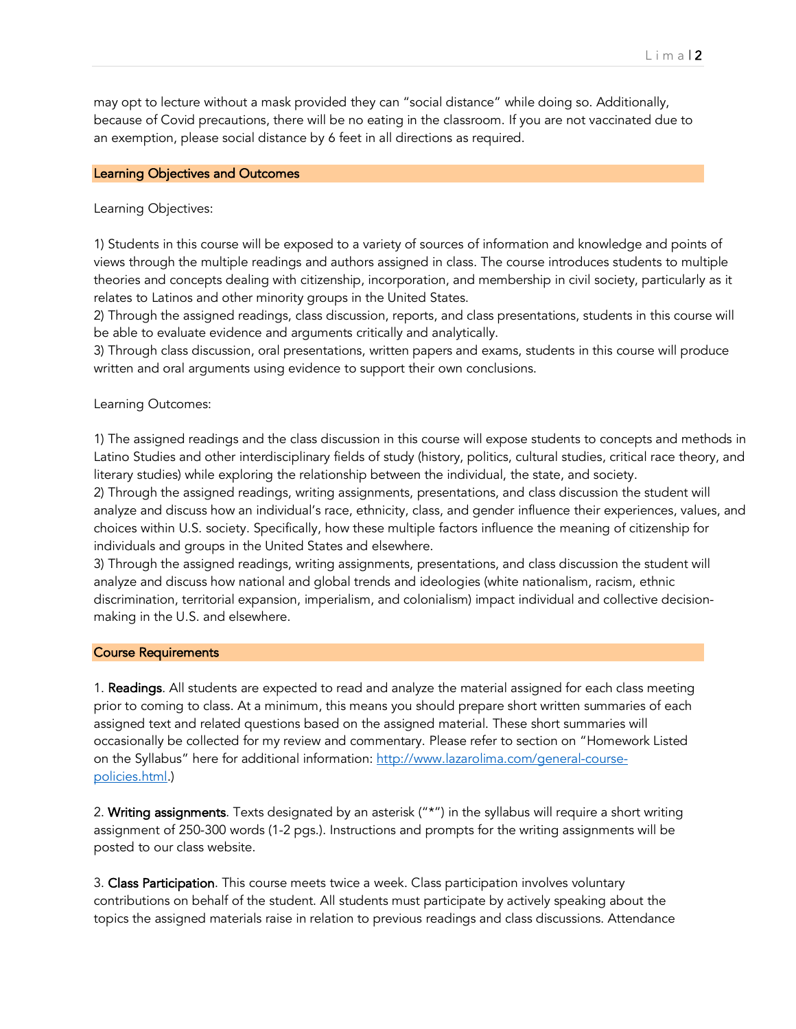may opt to lecture without a mask provided they can "social distance" while doing so. Additionally, because of Covid precautions, there will be no eating in the classroom. If you are not vaccinated due to an exemption, please social distance by 6 feet in all directions as required.

## Learning Objectives and Outcomes

Learning Objectives:

1) Students in this course will be exposed to a variety of sources of information and knowledge and points of views through the multiple readings and authors assigned in class. The course introduces students to multiple theories and concepts dealing with citizenship, incorporation, and membership in civil society, particularly as it relates to Latinos and other minority groups in the United States.
2) Through the assigned readings, class discussion, reports, and class presentations, students in this course will be able to evaluate evidence and arguments critically and analytically.
3) Through class discussion, oral presentations, written papers and exams, students in this course will produce written and oral arguments using evidence to support their own conclusions.

Learning Outcomes:

1) The assigned readings and the class discussion in this course will expose students to concepts and methods in Latino Studies and other interdisciplinary fields of study (history, politics, cultural studies, critical race theory, and literary studies) while exploring the relationship between the individual, the state, and society.
2) Through the assigned readings, writing assignments, presentations, and class discussion the student will analyze and discuss how an individual's race, ethnicity, class, and gender influence their experiences, values, and choices within U.S. society. Specifically, how these multiple factors influence the meaning of citizenship for individuals and groups in the United States and elsewhere.
3) Through the assigned readings, writing assignments, presentations, and class discussion the student will analyze and discuss how national and global trends and ideologies (white nationalism, racism, ethnic discrimination, territorial expansion, imperialism, and colonialism) impact individual and collective decision-making in the U.S. and elsewhere.

## Course Requirements

1. **Readings**. All students are expected to read and analyze the material assigned for each class meeting prior to coming to class. At a minimum, this means you should prepare short written summaries of each assigned text and related questions based on the assigned material. These short summaries will occasionally be collected for my review and commentary. Please refer to section on "Homework Listed on the Syllabus" here for additional information: [http://www.lazarolima.com/general-course-policies.html](http://www.lazarolima.com/general-course-policies.html).)

2. **Writing assignments**. Texts designated by an asterisk ("*") in the syllabus will require a short writing assignment of 250-300 words (1-2 pgs.). Instructions and prompts for the writing assignments will be posted to our class website.

3. **Class Participation**. This course meets twice a week. Class participation involves voluntary contributions on behalf of the student. All students must participate by actively speaking about the topics the assigned materials raise in relation to previous readings and class discussions. Attendance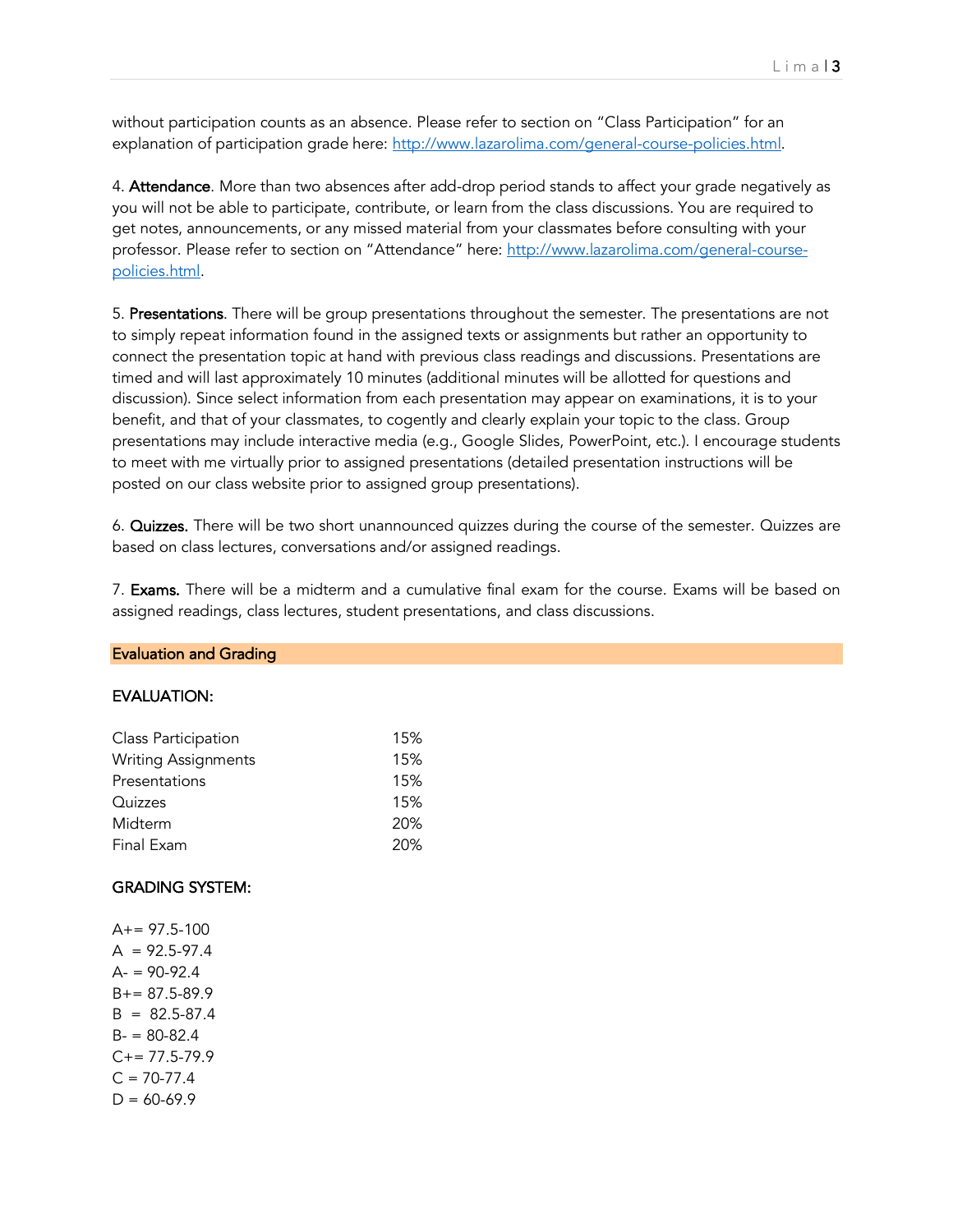without participation counts as an absence. Please refer to section on "Class Participation" for an explanation of participation grade here: [http://www.lazarolima.com/general-course-policies.html](http://www.lazarolima.com/general-course-policies.html).

4. **Attendance**. More than two absences after add-drop period stands to affect your grade negatively as you will not be able to participate, contribute, or learn from the class discussions. You are required to get notes, announcements, or any missed material from your classmates before consulting with your professor. Please refer to section on "Attendance" here: [http://www.lazarolima.com/general-course-policies.html](http://www.lazarolima.com/general-course-policies.html).

5. **Presentations**. There will be group presentations throughout the semester. The presentations are not to simply repeat information found in the assigned texts or assignments but rather an opportunity to connect the presentation topic at hand with previous class readings and discussions. Presentations are timed and will last approximately 10 minutes (additional minutes will be allotted for questions and discussion). Since select information from each presentation may appear on examinations, it is to your benefit, and that of your classmates, to cogently and clearly explain your topic to the class. Group presentations may include interactive media (e.g., Google Slides, PowerPoint, etc.). I encourage students to meet with me virtually prior to assigned presentations (detailed presentation instructions will be posted on our class website prior to assigned group presentations).

6. **Quizzes.** There will be two short unannounced quizzes during the course of the semester. Quizzes are based on class lectures, conversations and/or assigned readings.

7. **Exams.** There will be a midterm and a cumulative final exam for the course. Exams will be based on assigned readings, class lectures, student presentations, and class discussions.

## Evaluation and Grading

### EVALUATION:

| | |
|---|---|
| Class Participation | 15% |
| Writing Assignments | 15% |
| Presentations | 15% |
| Quizzes | 15% |
| Midterm | 20% |
| Final Exam | 20% |

### GRADING SYSTEM:

A+= 97.5-100
A = 92.5-97.4
A- = 90-92.4
B+= 87.5-89.9
B = 82.5-87.4
B- = 80-82.4
C+= 77.5-79.9
C = 70-77.4
D = 60-69.9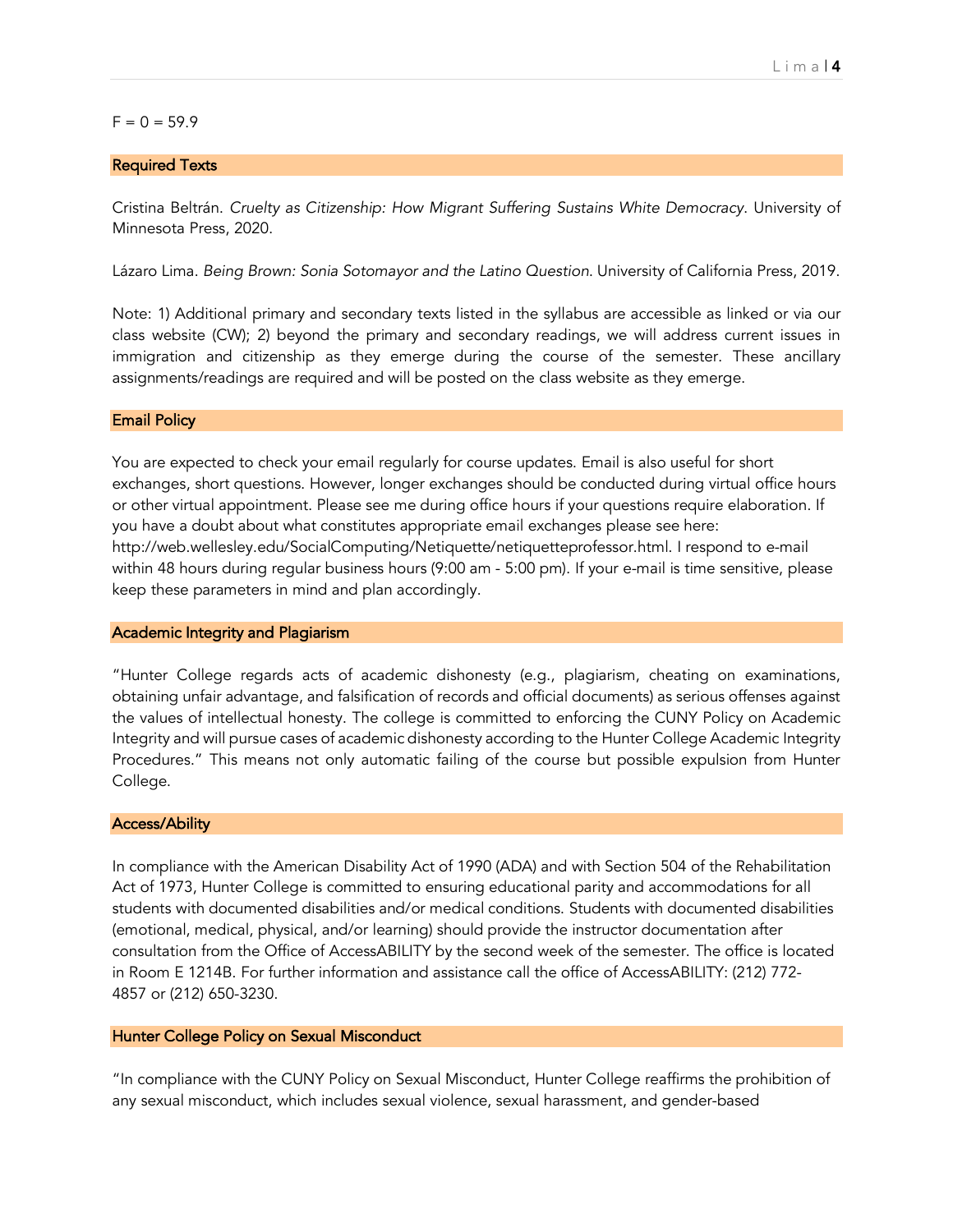F = 0 = 59.9

## Required Texts

Cristina Beltrán. *Cruelty as Citizenship: How Migrant Suffering Sustains White Democracy*. University of Minnesota Press, 2020.

Lázaro Lima. *Being Brown: Sonia Sotomayor and the Latino Question*. University of California Press, 2019.

Note: 1) Additional primary and secondary texts listed in the syllabus are accessible as linked or via our class website (CW); 2) beyond the primary and secondary readings, we will address current issues in immigration and citizenship as they emerge during the course of the semester. These ancillary assignments/readings are required and will be posted on the class website as they emerge.

## Email Policy

You are expected to check your email regularly for course updates. Email is also useful for short exchanges, short questions. However, longer exchanges should be conducted during virtual office hours or other virtual appointment. Please see me during office hours if your questions require elaboration. If you have a doubt about what constitutes appropriate email exchanges please see here: http://web.wellesley.edu/SocialComputing/Netiquette/netiquetteprofessor.html. I respond to e-mail within 48 hours during regular business hours (9:00 am - 5:00 pm). If your e-mail is time sensitive, please keep these parameters in mind and plan accordingly.

## Academic Integrity and Plagiarism

"Hunter College regards acts of academic dishonesty (e.g., plagiarism, cheating on examinations, obtaining unfair advantage, and falsification of records and official documents) as serious offenses against the values of intellectual honesty. The college is committed to enforcing the CUNY Policy on Academic Integrity and will pursue cases of academic dishonesty according to the Hunter College Academic Integrity Procedures." This means not only automatic failing of the course but possible expulsion from Hunter College.

## Access/Ability

In compliance with the American Disability Act of 1990 (ADA) and with Section 504 of the Rehabilitation Act of 1973, Hunter College is committed to ensuring educational parity and accommodations for all students with documented disabilities and/or medical conditions. Students with documented disabilities (emotional, medical, physical, and/or learning) should provide the instructor documentation after consultation from the Office of AccessABILITY by the second week of the semester. The office is located in Room E 1214B. For further information and assistance call the office of AccessABILITY: (212) 772-4857 or (212) 650-3230.

## Hunter College Policy on Sexual Misconduct

"In compliance with the CUNY Policy on Sexual Misconduct, Hunter College reaffirms the prohibition of any sexual misconduct, which includes sexual violence, sexual harassment, and gender-based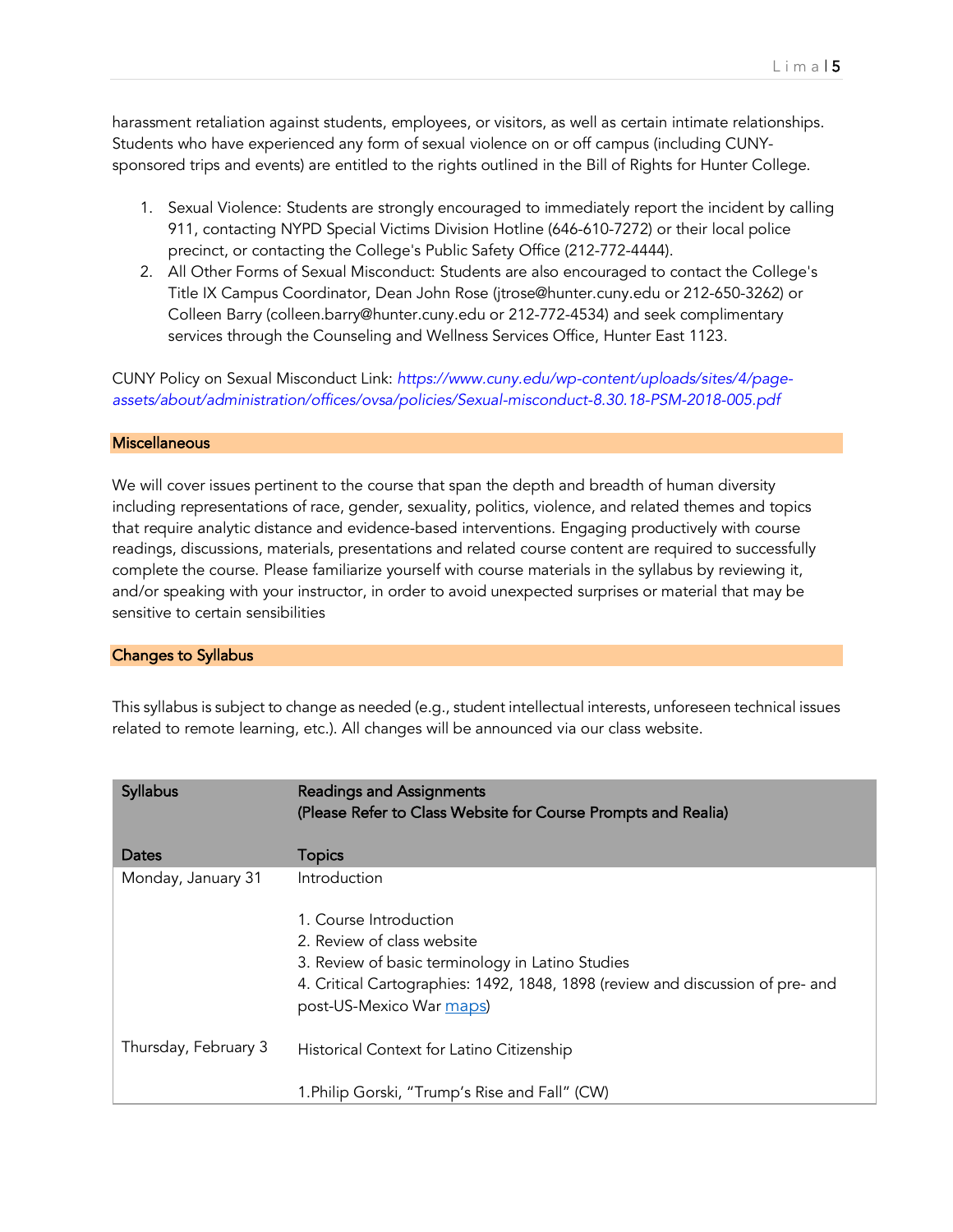harassment retaliation against students, employees, or visitors, as well as certain intimate relationships. Students who have experienced any form of sexual violence on or off campus (including CUNY-sponsored trips and events) are entitled to the rights outlined in the Bill of Rights for Hunter College.

1. Sexual Violence: Students are strongly encouraged to immediately report the incident by calling 911, contacting NYPD Special Victims Division Hotline (646-610-7272) or their local police precinct, or contacting the College's Public Safety Office (212-772-4444).
2. All Other Forms of Sexual Misconduct: Students are also encouraged to contact the College's Title IX Campus Coordinator, Dean John Rose (jtrose@hunter.cuny.edu or 212-650-3262) or Colleen Barry (colleen.barry@hunter.cuny.edu or 212-772-4534) and seek complimentary services through the Counseling and Wellness Services Office, Hunter East 1123.

CUNY Policy on Sexual Misconduct Link: *https://www.cuny.edu/wp-content/uploads/sites/4/page-assets/about/administration/offices/ovsa/policies/Sexual-misconduct-8.30.18-PSM-2018-005.pdf*

## Miscellaneous

We will cover issues pertinent to the course that span the depth and breadth of human diversity including representations of race, gender, sexuality, politics, violence, and related themes and topics that require analytic distance and evidence-based interventions. Engaging productively with course readings, discussions, materials, presentations and related course content are required to successfully complete the course. Please familiarize yourself with course materials in the syllabus by reviewing it, and/or speaking with your instructor, in order to avoid unexpected surprises or material that may be sensitive to certain sensibilities

## Changes to Syllabus

This syllabus is subject to change as needed (e.g., student intellectual interests, unforeseen technical issues related to remote learning, etc.). All changes will be announced via our class website.

| Syllabus<br><br>Dates | Readings and Assignments<br>(Please Refer to Class Website for Course Prompts and Realia)<br><br>Topics |
|---|---|
| Monday, January 31 | Introduction<br><br>1. Course Introduction<br>2. Review of class website<br>3. Review of basic terminology in Latino Studies<br>4. Critical Cartographies: 1492, 1848, 1898 (review and discussion of pre- and post-US-Mexico War maps) |
| Thursday, February 3 | Historical Context for Latino Citizenship<br><br>1.Philip Gorski, "Trump's Rise and Fall" (CW) |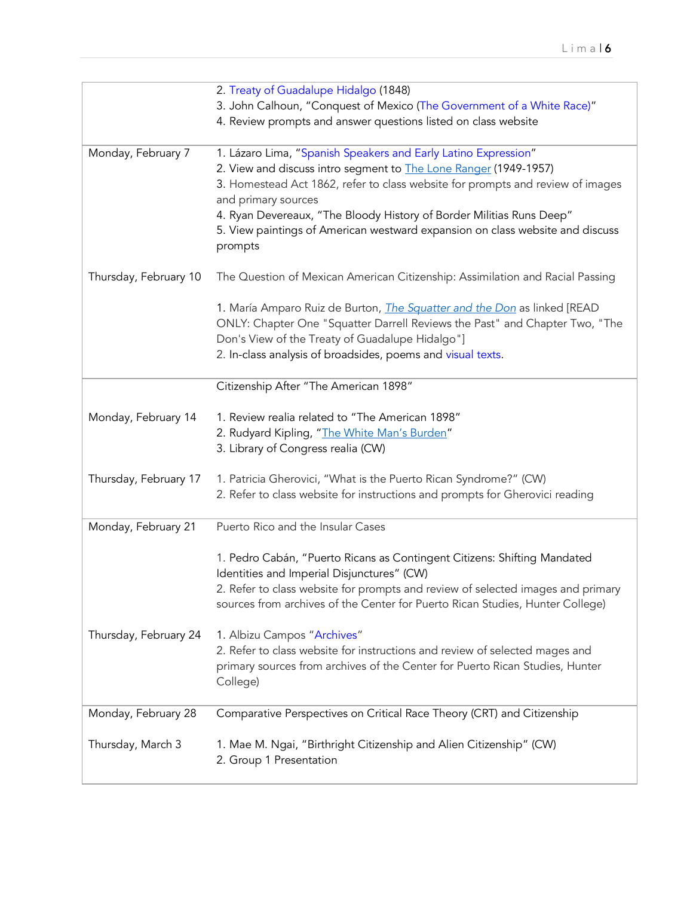| | |
|---|---|
| | 2. Treaty of Guadalupe Hidalgo (1848)<br>3. John Calhoun, "Conquest of Mexico (The Government of a White Race)"<br>4. Review prompts and answer questions listed on class website |
| Monday, February 7 | 1. Lázaro Lima, "Spanish Speakers and Early Latino Expression"<br>2. View and discuss intro segment to The Lone Ranger (1949-1957)<br>3. Homestead Act 1862, refer to class website for prompts and review of images and primary sources<br>4. Ryan Devereaux, "The Bloody History of Border Militias Runs Deep"<br>5. View paintings of American westward expansion on class website and discuss prompts |
| Thursday, February 10 | The Question of Mexican American Citizenship: Assimilation and Racial Passing<br><br>1. María Amparo Ruiz de Burton, *The Squatter and the Don* as linked [READ ONLY: Chapter One "Squatter Darrell Reviews the Past" and Chapter Two, "The Don's View of the Treaty of Guadalupe Hidalgo"]<br>2. In-class analysis of broadsides, poems and visual texts. |
| | Citizenship After "The American 1898" |
| Monday, February 14 | 1. Review realia related to "The American 1898"<br>2. Rudyard Kipling, "The White Man's Burden"<br>3. Library of Congress realia (CW) |
| Thursday, February 17 | 1. Patricia Gherovici, "What is the Puerto Rican Syndrome?" (CW)<br>2. Refer to class website for instructions and prompts for Gherovici reading |
| Monday, February 21 | Puerto Rico and the Insular Cases<br><br>1. Pedro Cabán, "Puerto Ricans as Contingent Citizens: Shifting Mandated Identities and Imperial Disjunctures" (CW)<br>2. Refer to class website for prompts and review of selected images and primary sources from archives of the Center for Puerto Rican Studies, Hunter College) |
| Thursday, February 24 | 1. Albizu Campos "Archives"<br>2. Refer to class website for instructions and review of selected mages and primary sources from archives of the Center for Puerto Rican Studies, Hunter College) |
| Monday, February 28 | Comparative Perspectives on Critical Race Theory (CRT) and Citizenship |
| Thursday, March 3 | 1. Mae M. Ngai, "Birthright Citizenship and Alien Citizenship" (CW)<br>2. Group 1 Presentation |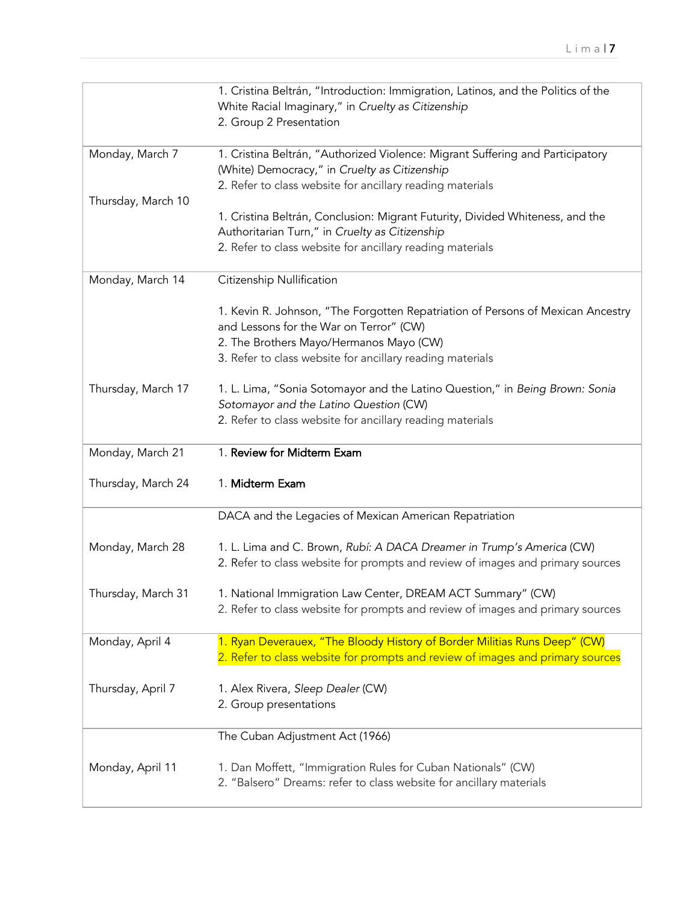| | |
|---|---|
| | 1. Cristina Beltrán, "Introduction: Immigration, Latinos, and the Politics of the White Racial Imaginary," in *Cruelty as Citizenship*<br>2. Group 2 Presentation |
| Monday, March 7<br><br>Thursday, March 10 | 1. Cristina Beltrán, "Authorized Violence: Migrant Suffering and Participatory (White) Democracy," in *Cruelty as Citizenship*<br>2. Refer to class website for ancillary reading materials<br><br>1. Cristina Beltrán, Conclusion: Migrant Futurity, Divided Whiteness, and the Authoritarian Turn," in *Cruelty as Citizenship*<br>2. Refer to class website for ancillary reading materials |
| Monday, March 14<br><br><br><br><br><br>Thursday, March 17 | Citizenship Nullification<br><br>1. Kevin R. Johnson, "The Forgotten Repatriation of Persons of Mexican Ancestry and Lessons for the War on Terror" (CW)<br>2. The Brothers Mayo/Hermanos Mayo (CW)<br>3. Refer to class website for ancillary reading materials<br><br>1. L. Lima, "Sonia Sotomayor and the Latino Question," in *Being Brown: Sonia Sotomayor and the Latino Question* (CW)<br>2. Refer to class website for ancillary reading materials |
| Monday, March 21<br><br>Thursday, March 24 | 1. **Review for Midterm Exam**<br><br>1. **Midterm Exam** |
| <br><br>Monday, March 28<br><br><br>Thursday, March 31 | DACA and the Legacies of Mexican American Repatriation<br><br>1. L. Lima and C. Brown, *Rubí: A DACA Dreamer in Trump's America* (CW)<br>2. Refer to class website for prompts and review of images and primary sources<br><br>1. National Immigration Law Center, DREAM ACT Summary" (CW)<br>2. Refer to class website for prompts and review of images and primary sources |
| Monday, April 4<br><br><br>Thursday, April 7 | 1. Ryan Deverauex, "The Bloody History of Border Militias Runs Deep" (CW)<br>2. Refer to class website for prompts and review of images and primary sources<br><br>1. Alex Rivera, *Sleep Dealer* (CW)<br>2. Group presentations |
| <br><br>Monday, April 11 | The Cuban Adjustment Act (1966)<br><br>1. Dan Moffett, "Immigration Rules for Cuban Nationals" (CW)<br>2. "Balsero" Dreams: refer to class website for ancillary materials |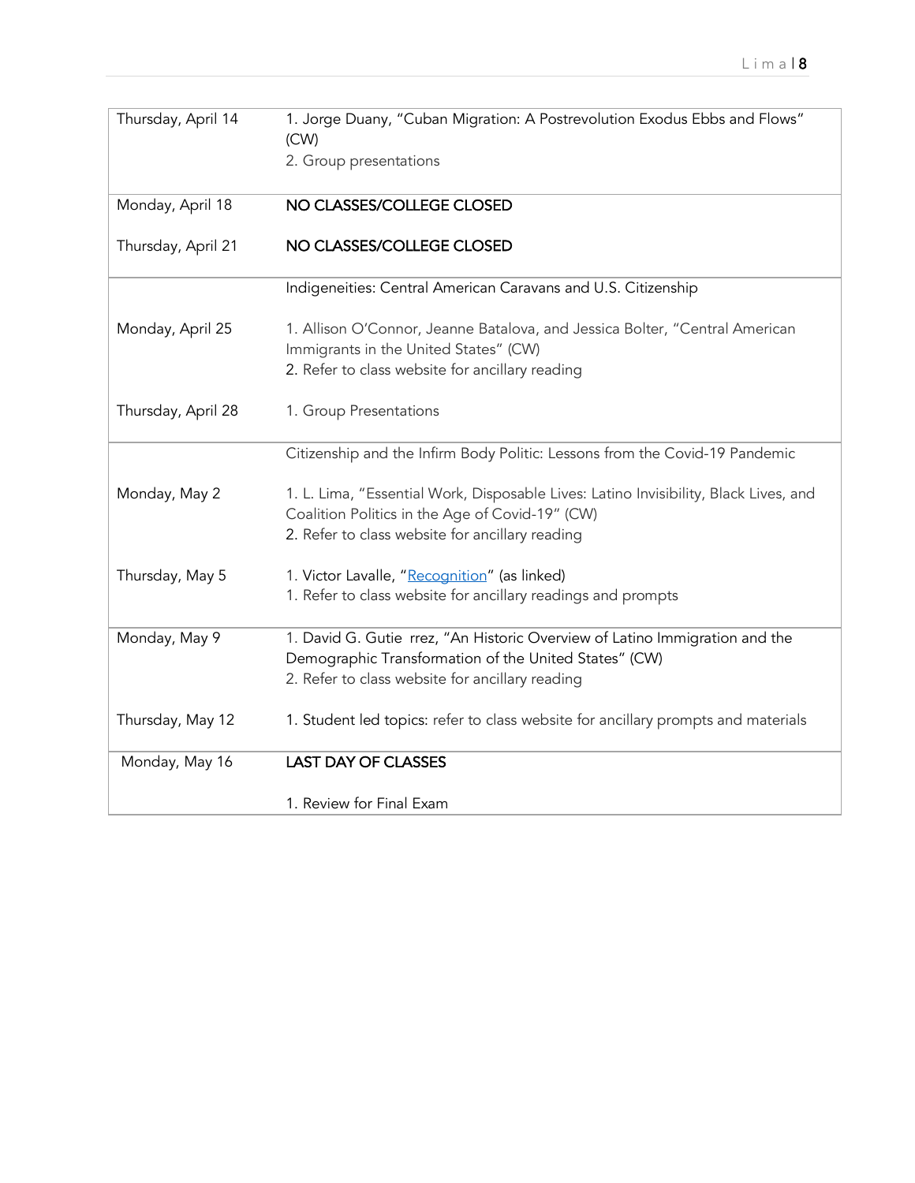| | |
|---|---|
| Thursday, April 14 | 1. Jorge Duany, "Cuban Migration: A Postrevolution Exodus Ebbs and Flows" (CW)<br>2. Group presentations |
| Monday, April 18 | NO CLASSES/COLLEGE CLOSED |
| Thursday, April 21 | NO CLASSES/COLLEGE CLOSED |
| | Indigeneities: Central American Caravans and U.S. Citizenship |
| Monday, April 25 | 1. Allison O'Connor, Jeanne Batalova, and Jessica Bolter, "Central American Immigrants in the United States" (CW)<br>2. Refer to class website for ancillary reading |
| Thursday, April 28 | 1. Group Presentations |
| | Citizenship and the Infirm Body Politic: Lessons from the Covid-19 Pandemic |
| Monday, May 2 | 1. L. Lima, "Essential Work, Disposable Lives: Latino Invisibility, Black Lives, and Coalition Politics in the Age of Covid-19" (CW)<br>2. Refer to class website for ancillary reading |
| Thursday, May 5 | 1. Victor Lavalle, "Recognition" (as linked)<br>1. Refer to class website for ancillary readings and prompts |
| Monday, May 9 | 1. David G. Gutie rrez, "An Historic Overview of Latino Immigration and the Demographic Transformation of the United States" (CW)<br>2. Refer to class website for ancillary reading |
| Thursday, May 12 | 1. Student led topics: refer to class website for ancillary prompts and materials |
| Monday, May 16 | LAST DAY OF CLASSES<br><br>1. Review for Final Exam |